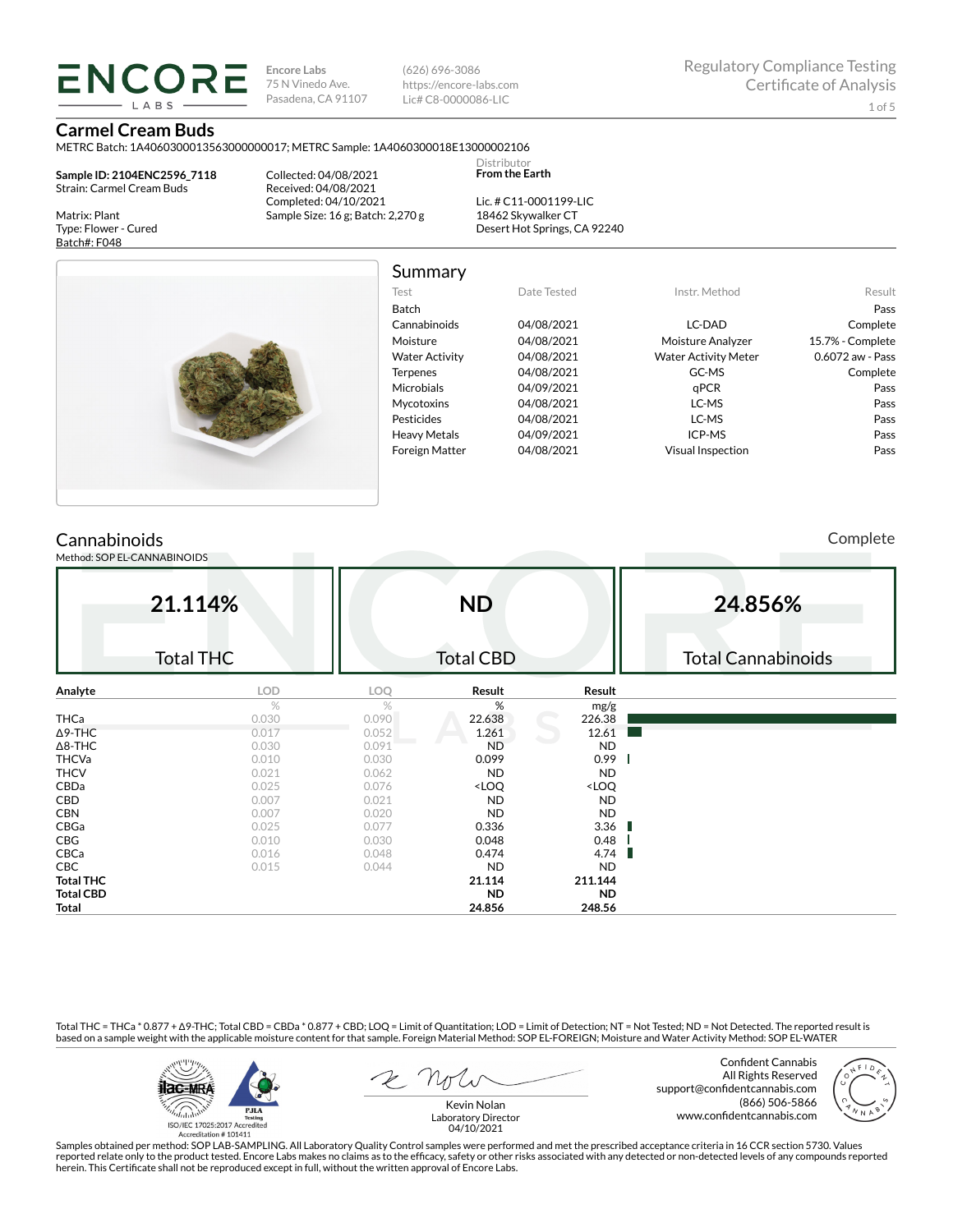**ENCORE LABS**

Encore Labs
75 N Vinedo Ave.
Pasadena, CA 91107

(626) 696-3086
https://encore-labs.com
Lic# C8-0000086-LIC

Regulatory Compliance Testing
Certificate of Analysis

# Carmel Cream Buds

METRC Batch: 1A4060300013563000000017; METRC Sample: 1A4060300018E13000002106

**Sample ID: 2104ENC2596_7118**
Strain: Carmel Cream Buds

Matrix: Plant
Type: Flower - Cured
Batch#: F048

Collected: 04/08/2021
Received: 04/08/2021
Completed: 04/10/2021
Sample Size: 16 g; Batch: 2,270 g

Distributor
**From the Earth**

Lic. # C11-0001199-LIC
18462 Skywalker CT
Desert Hot Springs, CA 92240

## Summary

| Test | Date Tested | Instr. Method | Result |
|---|---|---|---|
| Batch | | | Pass |
| Cannabinoids | 04/08/2021 | LC-DAD | Complete |
| Moisture | 04/08/2021 | Moisture Analyzer | 15.7% - Complete |
| Water Activity | 04/08/2021 | Water Activity Meter | 0.6072 aw - Pass |
| Terpenes | 04/08/2021 | GC-MS | Complete |
| Microbials | 04/09/2021 | qPCR | Pass |
| Mycotoxins | 04/08/2021 | LC-MS | Pass |
| Pesticides | 04/08/2021 | LC-MS | Pass |
| Heavy Metals | 04/09/2021 | ICP-MS | Pass |
| Foreign Matter | 04/08/2021 | Visual Inspection | Pass |

## Cannabinoids

Complete

Method: SOP EL-CANNABINOIDS

| 21.114% | ND | 24.856% |
|---|---|---|
| Total THC | Total CBD | Total Cannabinoids |

| Analyte | LOD | LOQ | Result | Result |
|---|---|---|---|---|
| | % | % | % | mg/g |
| THCa | 0.030 | 0.090 | 22.638 | 226.38 |
| Δ9-THC | 0.017 | 0.052 | 1.261 | 12.61 |
| Δ8-THC | 0.030 | 0.091 | ND | ND |
| THCVa | 0.010 | 0.030 | 0.099 | 0.99 |
| THCV | 0.021 | 0.062 | ND | ND |
| CBDa | 0.025 | 0.076 | <LOQ | <LOQ |
| CBD | 0.007 | 0.021 | ND | ND |
| CBN | 0.007 | 0.020 | ND | ND |
| CBGa | 0.025 | 0.077 | 0.336 | 3.36 |
| CBG | 0.010 | 0.030 | 0.048 | 0.48 |
| CBCa | 0.016 | 0.048 | 0.474 | 4.74 |
| CBC | 0.015 | 0.044 | ND | ND |
| **Total THC** | | | **21.114** | **211.144** |
| **Total CBD** | | | **ND** | **ND** |
| **Total** | | | **24.856** | **248.56** |

Total THC = THCa * 0.877 + Δ9-THC; Total CBD = CBDa * 0.877 + CBD; LOQ = Limit of Quantitation; LOD = Limit of Detection; NT = Not Tested; ND = Not Detected. The reported result is based on a sample weight with the applicable moisture content for that sample. Foreign Material Method: SOP EL-FOREIGN; Moisture and Water Activity Method: SOP EL-WATER

ISO/IEC 17025:2017 Accredited
Accreditation # 101411

Kevin Nolan
Laboratory Director
04/10/2021

Confident Cannabis
All Rights Reserved
support@confidentcannabis.com
(866) 506-5866
www.confidentcannabis.com

Samples obtained per method: SOP LAB-SAMPLING. All Laboratory Quality Control samples were performed and met the prescribed acceptance criteria in 16 CCR section 5730. Values reported relate only to the product tested. Encore Labs makes no claims as to the efficacy, safety or other risks associated with any detected or non-detected levels of any compounds reported herein. This Certificate shall not be reproduced except in full, without the written approval of Encore Labs.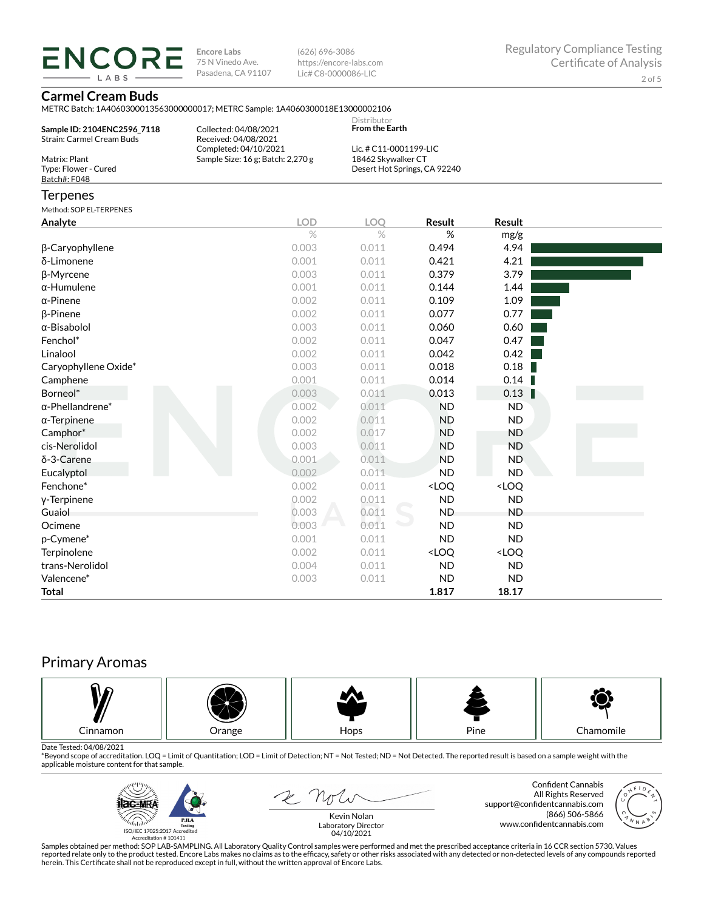**ENCORE LABS**

**Encore Labs**
75 N Vinedo Ave.
Pasadena, CA 91107

(626) 696-3086
https://encore-labs.com
Lic# C8-0000086-LIC

Regulatory Compliance Testing
Certificate of Analysis

## Carmel Cream Buds

METRC Batch: 1A4060300013563000000017; METRC Sample: 1A4060300018E13000002106

**Sample ID: 2104ENC2596_7118**
Strain: Carmel Cream Buds

Matrix: Plant
Type: Flower - Cured
Batch#: F048

Collected: 04/08/2021
Received: 04/08/2021
Completed: 04/10/2021
Sample Size: 16 g; Batch: 2,270 g

Distributor
**From the Earth**

Lic. # C11-0001199-LIC
18462 Skywalker CT
Desert Hot Springs, CA 92240

## Terpenes

Method: SOP EL-TERPENES

| Analyte | LOD | LOQ | Result | Result |
|---|---|---|---|---|
| | % | % | % | mg/g |
| β-Caryophyllene | 0.003 | 0.011 | 0.494 | 4.94 |
| δ-Limonene | 0.001 | 0.011 | 0.421 | 4.21 |
| β-Myrcene | 0.003 | 0.011 | 0.379 | 3.79 |
| α-Humulene | 0.001 | 0.011 | 0.144 | 1.44 |
| α-Pinene | 0.002 | 0.011 | 0.109 | 1.09 |
| β-Pinene | 0.002 | 0.011 | 0.077 | 0.77 |
| α-Bisabolol | 0.003 | 0.011 | 0.060 | 0.60 |
| Fenchol* | 0.002 | 0.011 | 0.047 | 0.47 |
| Linalool | 0.002 | 0.011 | 0.042 | 0.42 |
| Caryophyllene Oxide* | 0.003 | 0.011 | 0.018 | 0.18 |
| Camphene | 0.001 | 0.011 | 0.014 | 0.14 |
| Borneol* | 0.003 | 0.011 | 0.013 | 0.13 |
| α-Phellandrene* | 0.002 | 0.011 | ND | ND |
| α-Terpinene | 0.002 | 0.011 | ND | ND |
| Camphor* | 0.002 | 0.017 | ND | ND |
| cis-Nerolidol | 0.003 | 0.011 | ND | ND |
| δ-3-Carene | 0.001 | 0.011 | ND | ND |
| Eucalyptol | 0.002 | 0.011 | ND | ND |
| Fenchone* | 0.002 | 0.011 | <LOQ | <LOQ |
| γ-Terpinene | 0.002 | 0.011 | ND | ND |
| Guaiol | 0.003 | 0.011 | ND | ND |
| Ocimene | 0.003 | 0.011 | ND | ND |
| p-Cymene* | 0.001 | 0.011 | ND | ND |
| Terpinolene | 0.002 | 0.011 | <LOQ | <LOQ |
| trans-Nerolidol | 0.004 | 0.011 | ND | ND |
| Valencene* | 0.003 | 0.011 | ND | ND |
| **Total** | | | **1.817** | **18.17** |

## Primary Aromas

| Cinnamon | Orange | Hops | Pine | Chamomile |
|---|---|---|---|---|

Date Tested: 04/08/2021
*Beyond scope of accreditation. LOQ = Limit of Quantitation; LOD = Limit of Detection; NT = Not Tested; ND = Not Detected. The reported result is based on a sample weight with the applicable moisture content for that sample.

ISO/IEC 17025:2017 Accredited
Accreditation # 101411

Kevin Nolan
Laboratory Director
04/10/2021

Confident Cannabis
All Rights Reserved
support@confidentcannabis.com
(866) 506-5866
www.confidentcannabis.com

Samples obtained per method: SOP LAB-SAMPLING. All Laboratory Quality Control samples were performed and met the prescribed acceptance criteria in 16 CCR section 5730. Values reported relate only to the product tested. Encore Labs makes no claims as to the efficacy, safety or other risks associated with any detected or non-detected levels of any compounds reported herein. This Certificate shall not be reproduced except in full, without the written approval of Encore Labs.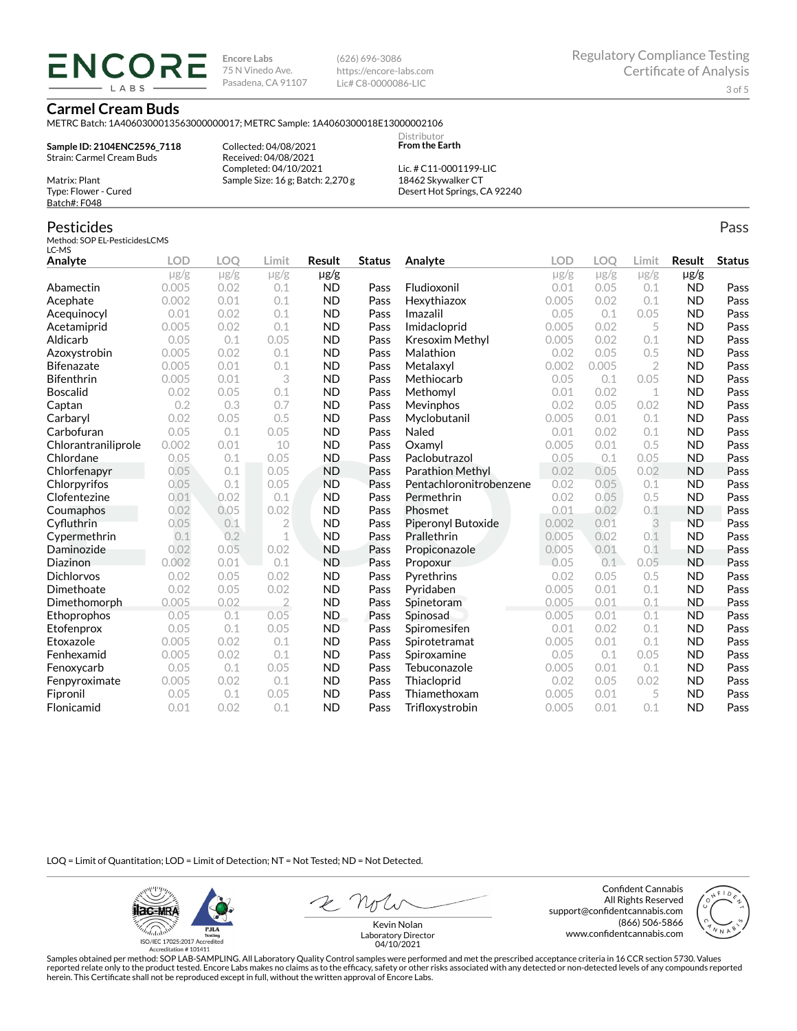**Encore Labs**
75 N Vinedo Ave.
Pasadena, CA 91107

(626) 696-3086
https://encore-labs.com
Lic# C8-0000086-LIC

Regulatory Compliance Testing
Certificate of Analysis

## Carmel Cream Buds

METRC Batch: 1A4060300013563000000017; METRC Sample: 1A4060300018E13000002106

**Sample ID: 2104ENC2596_7118**
Strain: Carmel Cream Buds

Matrix: Plant
Type: Flower - Cured
Batch#: F048

Collected: 04/08/2021
Received: 04/08/2021
Completed: 04/10/2021
Sample Size: 16 g; Batch: 2,270 g

Distributor
**From the Earth**

Lic. # C11-0001199-LIC
18462 Skywalker CT
Desert Hot Springs, CA 92240

## Pesticides

Pass

Method: SOP EL-PesticidesLCMS
LC-MS

| Analyte | LOD | LOQ | Limit | Result | Status |
|---|---|---|---|---|---|
| | μg/g | μg/g | μg/g | μg/g | |
| Abamectin | 0.005 | 0.02 | 0.1 | ND | Pass |
| Acephate | 0.002 | 0.01 | 0.1 | ND | Pass |
| Acequinocyl | 0.01 | 0.02 | 0.1 | ND | Pass |
| Acetamiprid | 0.005 | 0.02 | 0.1 | ND | Pass |
| Aldicarb | 0.05 | 0.1 | 0.05 | ND | Pass |
| Azoxystrobin | 0.005 | 0.02 | 0.1 | ND | Pass |
| Bifenazate | 0.005 | 0.01 | 0.1 | ND | Pass |
| Bifenthrin | 0.005 | 0.01 | 3 | ND | Pass |
| Boscalid | 0.02 | 0.05 | 0.1 | ND | Pass |
| Captan | 0.2 | 0.3 | 0.7 | ND | Pass |
| Carbaryl | 0.02 | 0.05 | 0.5 | ND | Pass |
| Carbofuran | 0.05 | 0.1 | 0.05 | ND | Pass |
| Chlorantraniliprole | 0.002 | 0.01 | 10 | ND | Pass |
| Chlordane | 0.05 | 0.1 | 0.05 | ND | Pass |
| Chlorfenapyr | 0.05 | 0.1 | 0.05 | ND | Pass |
| Chlorpyrifos | 0.05 | 0.1 | 0.05 | ND | Pass |
| Clofentezine | 0.01 | 0.02 | 0.1 | ND | Pass |
| Coumaphos | 0.02 | 0.05 | 0.02 | ND | Pass |
| Cyfluthrin | 0.05 | 0.1 | 2 | ND | Pass |
| Cypermethrin | 0.1 | 0.2 | 1 | ND | Pass |
| Daminozide | 0.02 | 0.05 | 0.02 | ND | Pass |
| Diazinon | 0.002 | 0.01 | 0.1 | ND | Pass |
| Dichlorvos | 0.02 | 0.05 | 0.02 | ND | Pass |
| Dimethoate | 0.02 | 0.05 | 0.02 | ND | Pass |
| Dimethomorph | 0.005 | 0.02 | 2 | ND | Pass |
| Ethoprophos | 0.05 | 0.1 | 0.05 | ND | Pass |
| Etofenprox | 0.05 | 0.1 | 0.05 | ND | Pass |
| Etoxazole | 0.005 | 0.02 | 0.1 | ND | Pass |
| Fenhexamid | 0.005 | 0.02 | 0.1 | ND | Pass |
| Fenoxycarb | 0.05 | 0.1 | 0.05 | ND | Pass |
| Fenpyroximate | 0.005 | 0.02 | 0.1 | ND | Pass |
| Fipronil | 0.05 | 0.1 | 0.05 | ND | Pass |
| Flonicamid | 0.01 | 0.02 | 0.1 | ND | Pass |
| Fludioxonil | 0.01 | 0.05 | 0.1 | ND | Pass |
| Hexythiazox | 0.005 | 0.02 | 0.1 | ND | Pass |
| Imazalil | 0.05 | 0.1 | 0.05 | ND | Pass |
| Imidacloprid | 0.005 | 0.02 | 5 | ND | Pass |
| Kresoxim Methyl | 0.005 | 0.02 | 0.1 | ND | Pass |
| Malathion | 0.02 | 0.05 | 0.5 | ND | Pass |
| Metalaxyl | 0.002 | 0.005 | 2 | ND | Pass |
| Methiocarb | 0.05 | 0.1 | 0.05 | ND | Pass |
| Methomyl | 0.01 | 0.02 | 1 | ND | Pass |
| Mevinphos | 0.02 | 0.05 | 0.02 | ND | Pass |
| Myclobutanil | 0.005 | 0.01 | 0.1 | ND | Pass |
| Naled | 0.01 | 0.02 | 0.1 | ND | Pass |
| Oxamyl | 0.005 | 0.01 | 0.5 | ND | Pass |
| Paclobutrazol | 0.05 | 0.1 | 0.05 | ND | Pass |
| Parathion Methyl | 0.02 | 0.05 | 0.02 | ND | Pass |
| Pentachloronitrobenzene | 0.02 | 0.05 | 0.1 | ND | Pass |
| Permethrin | 0.02 | 0.05 | 0.5 | ND | Pass |
| Phosmet | 0.01 | 0.02 | 0.1 | ND | Pass |
| Piperonyl Butoxide | 0.002 | 0.01 | 3 | ND | Pass |
| Prallethrin | 0.005 | 0.02 | 0.1 | ND | Pass |
| Propiconazole | 0.005 | 0.01 | 0.1 | ND | Pass |
| Propoxur | 0.05 | 0.1 | 0.05 | ND | Pass |
| Pyrethrins | 0.02 | 0.05 | 0.5 | ND | Pass |
| Pyridaben | 0.005 | 0.01 | 0.1 | ND | Pass |
| Spinetoram | 0.005 | 0.01 | 0.1 | ND | Pass |
| Spinosad | 0.005 | 0.01 | 0.1 | ND | Pass |
| Spiromesifen | 0.01 | 0.02 | 0.1 | ND | Pass |
| Spirotetramat | 0.005 | 0.01 | 0.1 | ND | Pass |
| Spiroxamine | 0.05 | 0.1 | 0.05 | ND | Pass |
| Tebuconazole | 0.005 | 0.01 | 0.1 | ND | Pass |
| Thiacloprid | 0.02 | 0.05 | 0.02 | ND | Pass |
| Thiamethoxam | 0.005 | 0.01 | 5 | ND | Pass |
| Trifloxystrobin | 0.005 | 0.01 | 0.1 | ND | Pass |

LOQ = Limit of Quantitation; LOD = Limit of Detection; NT = Not Tested; ND = Not Detected.

ISO/IEC 17025:2017 Accredited
Accreditation # 101411

Kevin Nolan
Laboratory Director
04/10/2021

Confident Cannabis
All Rights Reserved
support@confidentcannabis.com
(866) 506-5866
www.confidentcannabis.com

Samples obtained per method: SOP LAB-SAMPLING. All Laboratory Quality Control samples were performed and met the prescribed acceptance criteria in 16 CCR section 5730. Values reported relate only to the product tested. Encore Labs makes no claims as to the efficacy, safety or other risks associated with any detected or non-detected levels of any compounds reported herein. This Certificate shall not be reproduced except in full, without the written approval of Encore Labs.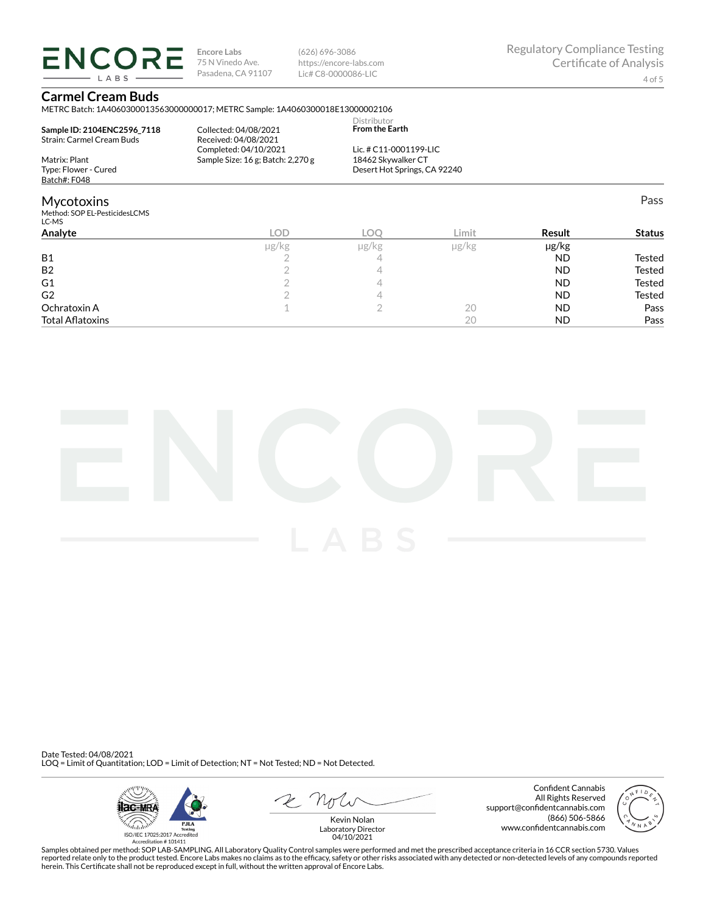Encore Labs
75 N Vinedo Ave.
Pasadena, CA 91107

(626) 696-3086
https://encore-labs.com
Lic# C8-0000086-LIC

Regulatory Compliance Testing
Certificate of Analysis

## Carmel Cream Buds

METRC Batch: 1A4060300013563000000017; METRC Sample: 1A4060300018E13000002106

**Sample ID: 2104ENC2596_7118**
Strain: Carmel Cream Buds

Matrix: Plant
Type: Flower - Cured
Batch#: F048

Collected: 04/08/2021
Received: 04/08/2021
Completed: 04/10/2021
Sample Size: 16 g; Batch: 2,270 g

Distributor
**From the Earth**

Lic. # C11-0001199-LIC
18462 Skywalker CT
Desert Hot Springs, CA 92240

## Mycotoxins

Pass

Method: SOP EL-PesticidesLCMS
LC-MS

| Analyte | LOD | LOQ | Limit | Result | Status |
|---|---|---|---|---|---|
| | µg/kg | µg/kg | µg/kg | µg/kg | |
| B1 | 2 | 4 | | ND | Tested |
| B2 | 2 | 4 | | ND | Tested |
| G1 | 2 | 4 | | ND | Tested |
| G2 | 2 | 4 | | ND | Tested |
| Ochratoxin A | 1 | 2 | 20 | ND | Pass |
| Total Aflatoxins | | | 20 | ND | Pass |

Date Tested: 04/08/2021
LOQ = Limit of Quantitation; LOD = Limit of Detection; NT = Not Tested; ND = Not Detected.

ISO/IEC 17025:2017 Accredited
Accreditation # 101411

Kevin Nolan
Laboratory Director
04/10/2021

Confident Cannabis
All Rights Reserved
support@confidentcannabis.com
(866) 506-5866
www.confidentcannabis.com

Samples obtained per method: SOP LAB-SAMPLING. All Laboratory Quality Control samples were performed and met the prescribed acceptance criteria in 16 CCR section 5730. Values reported relate only to the product tested. Encore Labs makes no claims as to the efficacy, safety or other risks associated with any detected or non-detected levels of any compounds reported herein. This Certificate shall not be reproduced except in full, without the written approval of Encore Labs.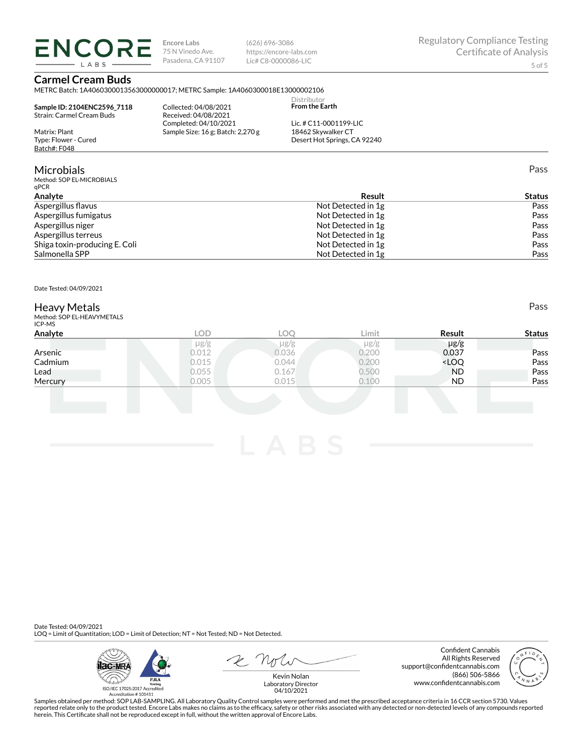**ENCORE LABS**

Encore Labs
75 N Vinedo Ave.
Pasadena, CA 91107

(626) 696-3086
https://encore-labs.com
Lic# C8-0000086-LIC

Regulatory Compliance Testing
Certificate of Analysis

## Carmel Cream Buds

METRC Batch: 1A4060300013563000000017; METRC Sample: 1A4060300018E13000002106

**Sample ID: 2104ENC2596_7118**
Strain: Carmel Cream Buds

Matrix: Plant
Type: Flower - Cured
Batch#: F048

Collected: 04/08/2021
Received: 04/08/2021
Completed: 04/10/2021
Sample Size: 16 g; Batch: 2,270 g

Distributor
**From the Earth**

Lic. # C11-0001199-LIC
18462 Skywalker CT
Desert Hot Springs, CA 92240

## Microbials

Pass

Method: SOP EL-MICROBIALS
qPCR

| Analyte | Result | Status |
|---|---|---|
| Aspergillus flavus | Not Detected in 1g | Pass |
| Aspergillus fumigatus | Not Detected in 1g | Pass |
| Aspergillus niger | Not Detected in 1g | Pass |
| Aspergillus terreus | Not Detected in 1g | Pass |
| Shiga toxin-producing E. Coli | Not Detected in 1g | Pass |
| Salmonella SPP | Not Detected in 1g | Pass |

Date Tested: 04/09/2021

## Heavy Metals

Pass

Method: SOP EL-HEAVYMETALS
ICP-MS

| Analyte | LOD | LOQ | Limit | Result | Status |
|---|---|---|---|---|---|
| | µg/g | µg/g | µg/g | µg/g | |
| Arsenic | 0.012 | 0.036 | 0.200 | 0.037 | Pass |
| Cadmium | 0.015 | 0.044 | 0.200 | <LOQ | Pass |
| Lead | 0.055 | 0.167 | 0.500 | ND | Pass |
| Mercury | 0.005 | 0.015 | 0.100 | ND | Pass |

Date Tested: 04/09/2021
LOQ = Limit of Quantitation; LOD = Limit of Detection; NT = Not Tested; ND = Not Detected.

ISO/IEC 17025:2017 Accredited
Accreditation # 101411

Kevin Nolan
Laboratory Director
04/10/2021

Confident Cannabis
All Rights Reserved
support@confidentcannabis.com
(866) 506-5866
www.confidentcannabis.com

Samples obtained per method: SOP LAB-SAMPLING. All Laboratory Quality Control samples were performed and met the prescribed acceptance criteria in 16 CCR section 5730. Values reported relate only to the product tested. Encore Labs makes no claims as to the efficacy, safety or other risks associated with any detected or non-detected levels of any compounds reported herein. This Certificate shall not be reproduced except in full, without the written approval of Encore Labs.